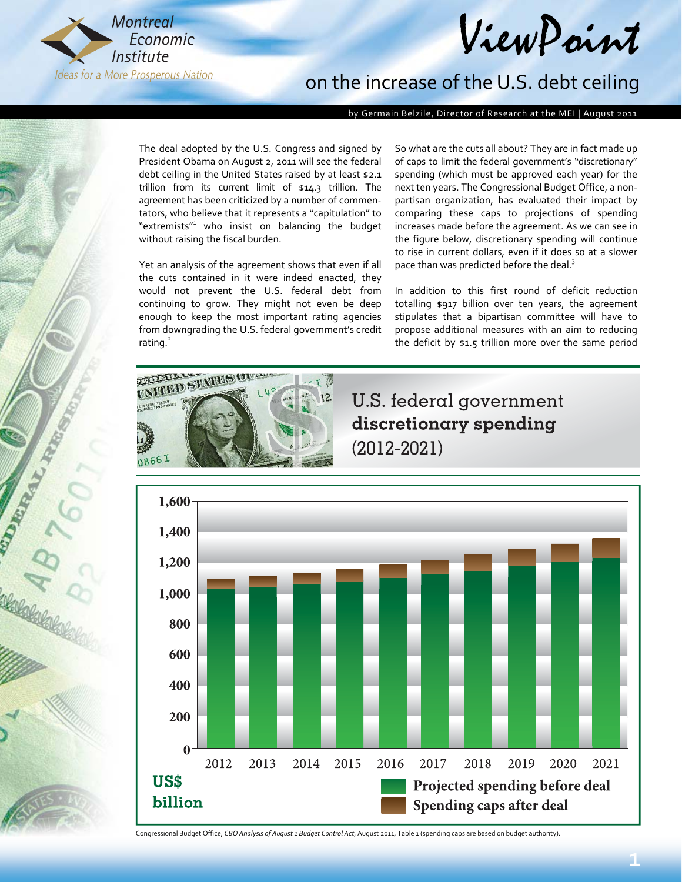Montreal Economic Institute

*Ideas for a More Prosperous Nation*

# ViewPoint

## on the increase of the U.S. debt ceiling

by Germain Belzile, Director of Research at the MEI | August 2011

The deal adopted by the U.S. Congress and signed by President Obama on August 2, 2011 will see the federal debt ceiling in the United States raised by at least $2.1 trillion from its current limit of $14.3 trillion. The agreement has been criticized by a number of commentators, who believe that it represents a "capitulation" to "extremists"[1] who insist on balancing the budget without raising the fiscal burden.

Yet an analysis of the agreement shows that even if all the cuts contained in it were indeed enacted, they would not prevent the U.S. federal debt from continuing to grow. They might not even be deep enough to keep the most important rating agencies from downgrading the U.S. federal government's credit rating.[2]

So what are the cuts all about? They are in fact made up of caps to limit the federal government's "discretionary" spending (which must be approved each year) for the next ten years. The Congressional Budget Office, a non-partisan organization, has evaluated their impact by comparing these caps to projections of spending increases made before the agreement. As we can see in the figure below, discretionary spending will continue to rise in current dollars, even if it does so at a slower pace than was predicted before the deal.[3]

In addition to this first round of deficit reduction totalling $917 billion over ten years, the agreement stipulates that a bipartisan committee will have to propose additional measures with an aim to reducing the deficit by $1.5 trillion more over the same period

### U.S. federal government discretionary spending (2012-2021)

US$ billion

Legend: Projected spending before deal; Spending caps after deal

Years: 2012, 2013, 2014, 2015, 2016, 2017, 2018, 2019, 2020, 2021

Congressional Budget Office, *CBO Analysis of August 1 Budget Control Act*, August 2011, Table 1 (spending caps are based on budget authority).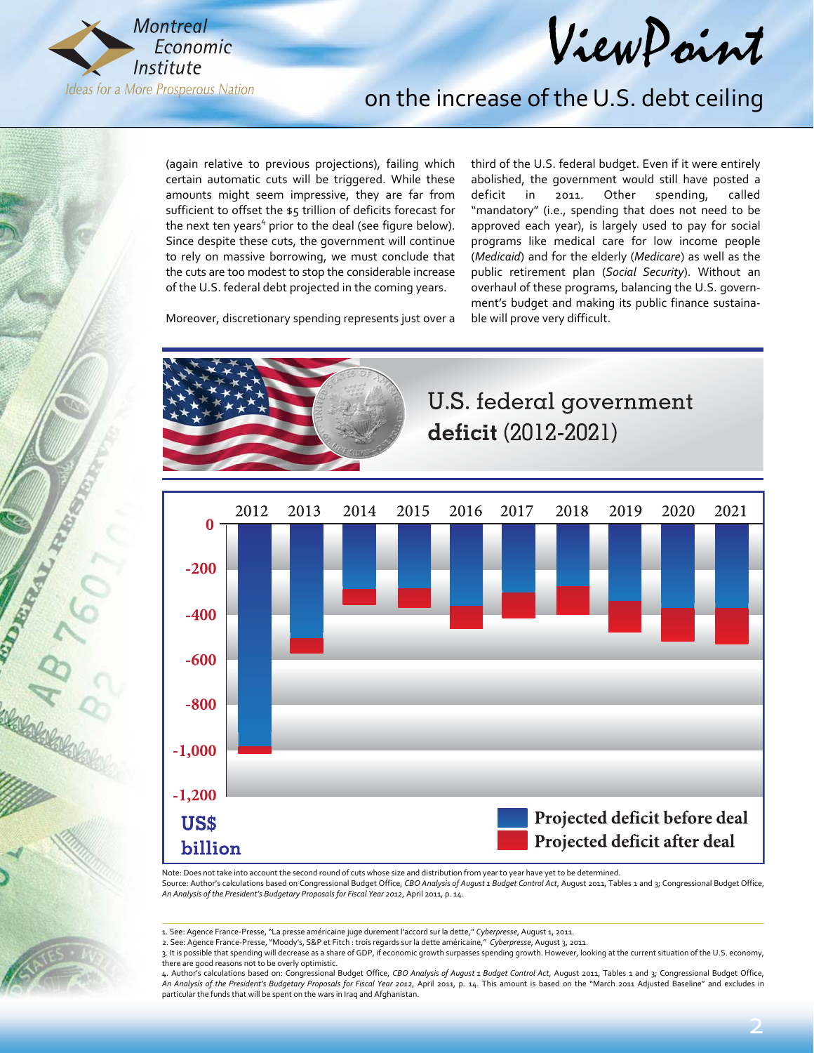(again relative to previous projections), failing which certain automatic cuts will be triggered. While these amounts might seem impressive, they are far from sufficient to offset the $5 trillion of deficits forecast for the next ten years[4] prior to the deal (see figure below). Since despite these cuts, the government will continue to rely on massive borrowing, we must conclude that the cuts are too modest to stop the considerable increase of the U.S. federal debt projected in the coming years.

Moreover, discretionary spending represents just over a third of the U.S. federal budget. Even if it were entirely abolished, the government would still have posted a deficit in 2011. Other spending, called "mandatory" (i.e., spending that does not need to be approved each year), is largely used to pay for social programs like medical care for low income people (*Medicaid*) and for the elderly (*Medicare*) as well as the public retirement plan (*Social Security*). Without an overhaul of these programs, balancing the U.S. government's budget and making its public finance sustainable will prove very difficult.

## U.S. federal government **deficit** (2012-2021)

2012 2013 2014 2015 2016 2017 2018 2019 2020 2021

0
-200
-400
-600
-800
-1,000
-1,200

US$ billion

Projected deficit before deal
Projected deficit after deal

Note: Does not take into account the second round of cuts whose size and distribution from year to year have yet to be determined.
Source: Author's calculations based on Congressional Budget Office, *CBO Analysis of August 1 Budget Control Act*, August 2011, Tables 1 and 3; Congressional Budget Office, *An Analysis of the President's Budgetary Proposals for Fiscal Year 2012*, April 2011, p. 14.

1. See: Agence France-Presse, "La presse américaine juge durement l'accord sur la dette," *Cyberpresse*, August 1, 2011.
2. See: Agence France-Presse, "Moody's, S&P et Fitch : trois regards sur la dette américaine," *Cyberpresse*, August 3, 2011.
3. It is possible that spending will decrease as a share of GDP, if economic growth surpasses spending growth. However, looking at the current situation of the U.S. economy, there are good reasons not to be overly optimistic.
4. Author's calculations based on: Congressional Budget Office, *CBO Analysis of August 1 Budget Control Act*, August 2011, Tables 1 and 3; Congressional Budget Office, *An Analysis of the President's Budgetary Proposals for Fiscal Year 2012*, April 2011, p. 14. This amount is based on the "March 2011 Adjusted Baseline" and excludes in particular the funds that will be spent on the wars in Iraq and Afghanistan.